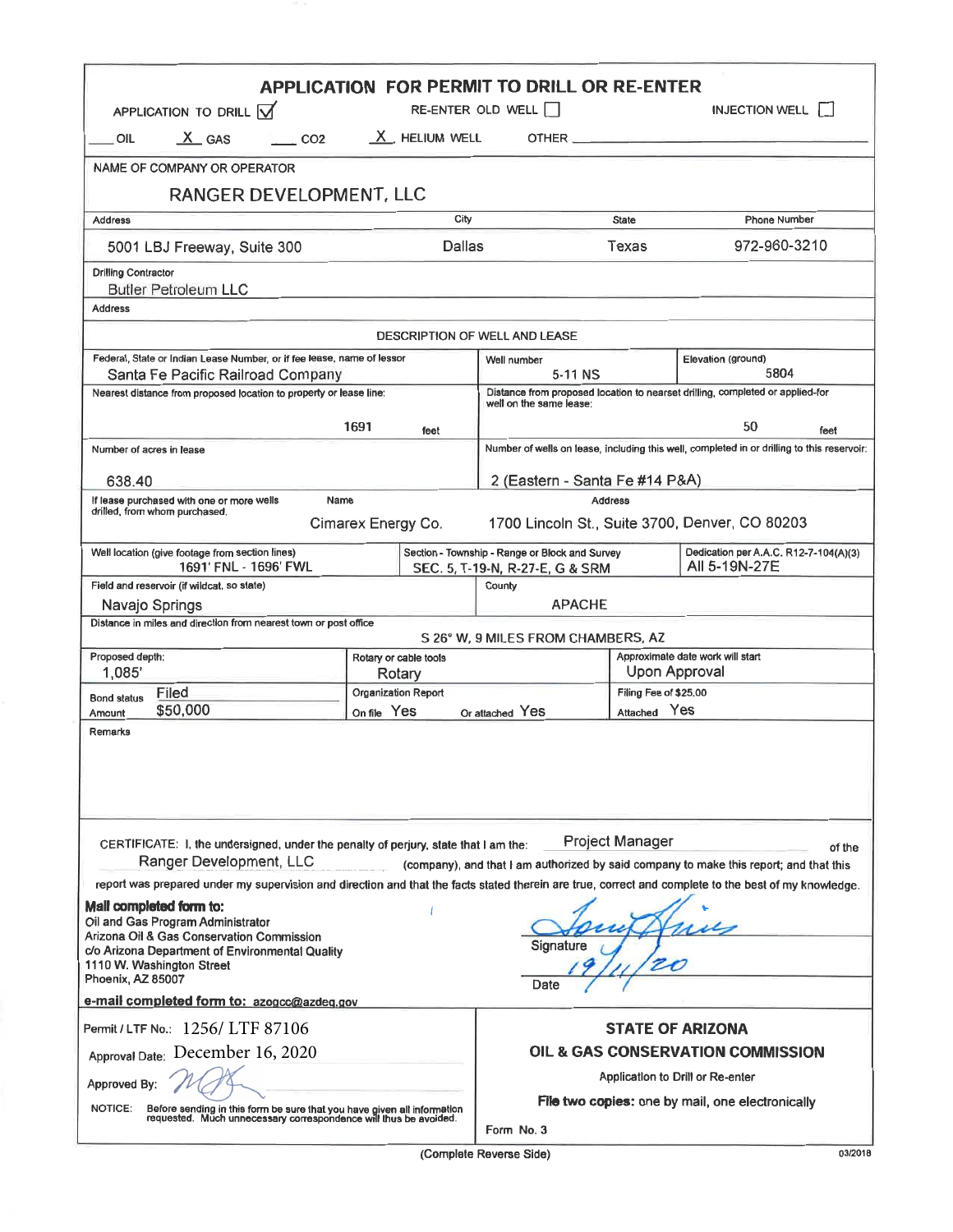# APPLICATION FOR PERMIT TO DRILL OR RE-ENTER

APPLICATION TO DRILL ☑ RE-ENTER OLD WELL ☐ INJECTION WELL ☐

___ OIL  X GAS  ___ $CO_2$  X HELIUM WELL  OTHER ___

| | | | |
|---|---|---|---|
| **NAME OF COMPANY OR OPERATOR** | | | |
| RANGER DEVELOPMENT, LLC | | | |
| **Address** | **City** | **State** | **Phone Number** |
| 5001 LBJ Freeway, Suite 300 | Dallas | Texas | 972-960-3210 |
| **Drilling Contractor** | | | |
| Butler Petroleum LLC | | | |
| **Address** | | | |

## DESCRIPTION OF WELL AND LEASE

| | | |
|---|---|---|
| **Federal, State or Indian Lease Number, or if fee lease, name of lessor**<br>Santa Fe Pacific Railroad Company | **Well number**<br>5-11 NS | **Elevation (ground)**<br>5804 |
| **Nearest distance from proposed location to property or lease line:**<br>1691 feet | **Distance from proposed location to nearset drilling, completed or applied-for well on the same lease:**<br>50 feet | |
| **Number of acres in lease**<br>638.40 | **Number of wells on lease, including this well, completed in or drilling to this reservoir:**<br>2 (Eastern - Santa Fe #14 P&A) | |
| **If lease purchased with one or more wells drilled, from whom purchased.** Name: Cimarex Energy Co. | **Address:** 1700 Lincoln St., Suite 3700, Denver, CO 80203 | |
| **Well location (give footage from section lines)**<br>1691' FNL - 1696' FWL | **Section - Township - Range or Block and Survey**<br>SEC. 5, T-19-N, R-27-E, G & SRM | **Dedication per A.A.C. R12-7-104(A)(3)**<br>All 5-19N-27E |
| **Field and reservoir (if wildcat, so state)**<br>Navajo Springs | **County**<br>APACHE | |
| **Distance in miles and direction from nearest town or post office**<br>S 26° W, 9 MILES FROM CHAMBERS, AZ | | |
| **Proposed depth:**<br>1,085' | **Rotary or cable tools**<br>Rotary | **Approximate date work will start**<br>Upon Approval |
| **Bond status** Filed<br>**Amount** $50,000 | **Organization Report**<br>On file Yes  Or attached Yes | **Filing Fee of $25.00**<br>Attached Yes |

**Remarks**

CERTIFICATE: I, the undersigned, under the penalty of perjury, state that I am the: Project Manager of the Ranger Development, LLC (company), and that I am authorized by said company to make this report; and that this report was prepared under my supervision and direction and that the facts stated therein are true, correct and complete to the best of my knowledge.

**Mail completed form to:**
Oil and Gas Program Administrator
Arizona Oil & Gas Conservation Commission
c/o Arizona Department of Environmental Quality
1110 W. Washington Street
Phoenix, AZ 85007

**e-mail completed form to: azogcc@azdeq.gov**

Signature: [signature]

Date: 12/11/20

Permit / LTF No.: 1256/ LTF 87106

Approval Date: December 16, 2020

Approved By: [signature]

NOTICE: Before sending in this form be sure that you have given all information requested. Much unnecessary correspondence will thus be avoided.

**STATE OF ARIZONA**
**OIL & GAS CONSERVATION COMMISSION**
Application to Drill or Re-enter
**File two copies:** one by mail, one electronically

Form No. 3

(Complete Reverse Side)

03/2018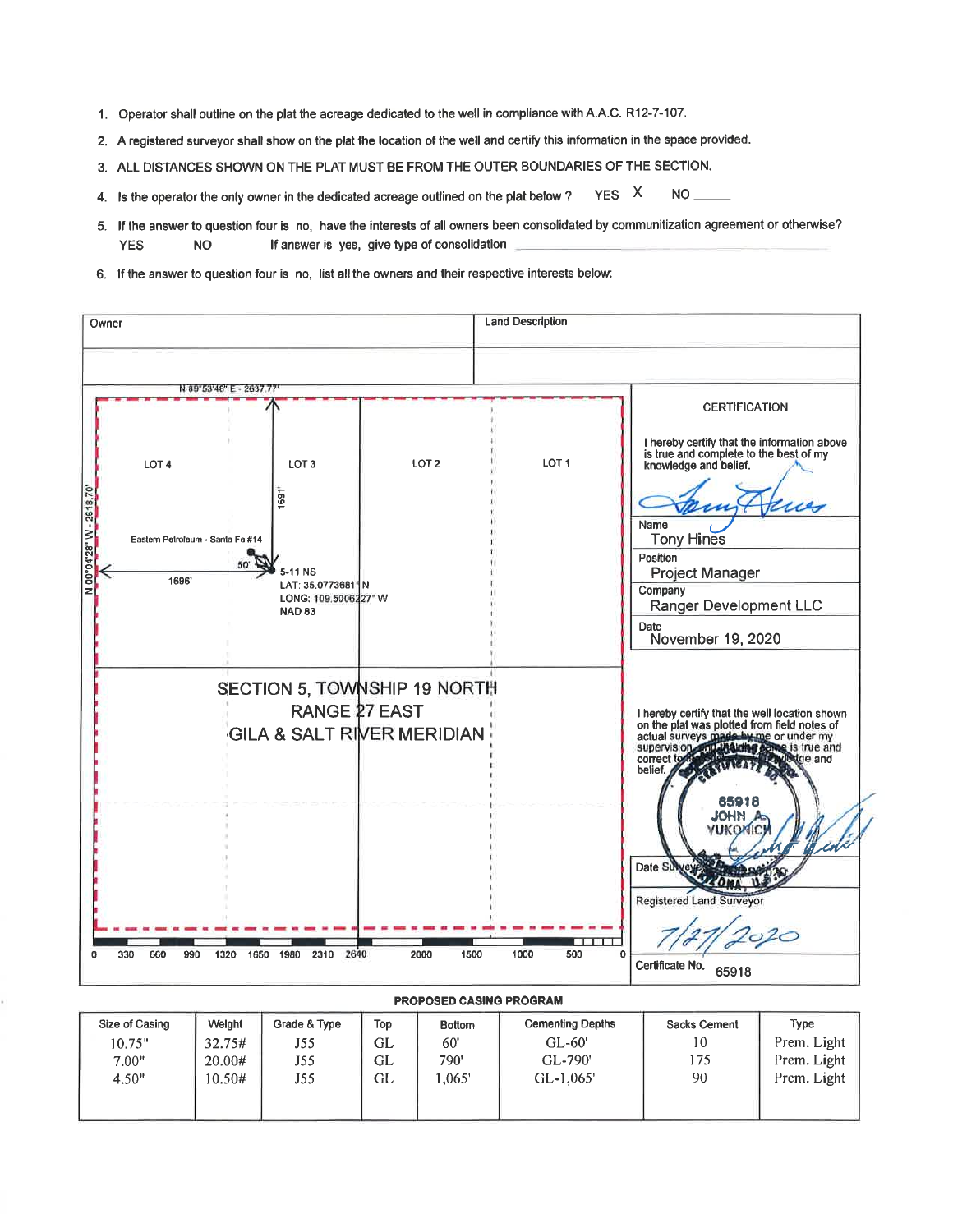1. Operator shall outline on the plat the acreage dedicated to the well in compliance with A.A.C. R12-7-107.
2. A registered surveyor shall show on the plat the location of the well and certify this information in the space provided.
3. ALL DISTANCES SHOWN ON THE PLAT MUST BE FROM THE OUTER BOUNDARIES OF THE SECTION.
4. Is the operator the only owner in the dedicated acreage outlined on the plat below ? YES X NO _____
5. If the answer to question four is no, have the interests of all owners been consolidated by communitization agreement or otherwise? YES NO If answer is yes, give type of consolidation _______________
6. If the answer to question four is no, list all the owners and their respective interests below:

| Owner | Land Description |
|---|---|
| | |

N 89°53'46" E - 2637.77'

N 00°04'28" W - 2618.70'

LOT 4 | LOT 3 | LOT 2 | LOT 1

1691'

Eastern Petroleum - Santa Fe #14

50'

1696'

5-11 NS
LAT: 35.0773681 N
LONG: 109.5006427" W
NAD 83

SECTION 5, TOWNSHIP 19 NORTH
RANGE 27 EAST
GILA & SALT RIVER MERIDIAN

0 330 660 990 1320 1650 1980 2310 2640 2000 1500 1000 500 0

**CERTIFICATION**

I hereby certify that the information above is true and complete to the best of my knowledge and belief.

Name: Tony Hines

Position: Project Manager

Company: Ranger Development LLC

Date: November 19, 2020

I hereby certify that the well location shown on the plat was plotted from field notes of actual surveys made by me or under my supervision, and that the same is true and correct to the best of my knowledge and belief.

(Seal: 65918 JOHN A. YUKONICH, ARIZONA, U.S.A.)

Date Surveyed

Registered Land Surveyor

7/27/2020

Certificate No. 65918

**PROPOSED CASING PROGRAM**

| Size of Casing | Weight | Grade & Type | Top | Bottom | Cementing Depths | Sacks Cement | Type |
|---|---|---|---|---|---|---|---|
| 10.75" | 32.75# | J55 | GL | 60' | GL-60' | 10 | Prem. Light |
| 7.00" | 20.00# | J55 | GL | 790' | GL-790' | 175 | Prem. Light |
| 4.50" | 10.50# | J55 | GL | 1,065' | GL-1,065' | 90 | Prem. Light |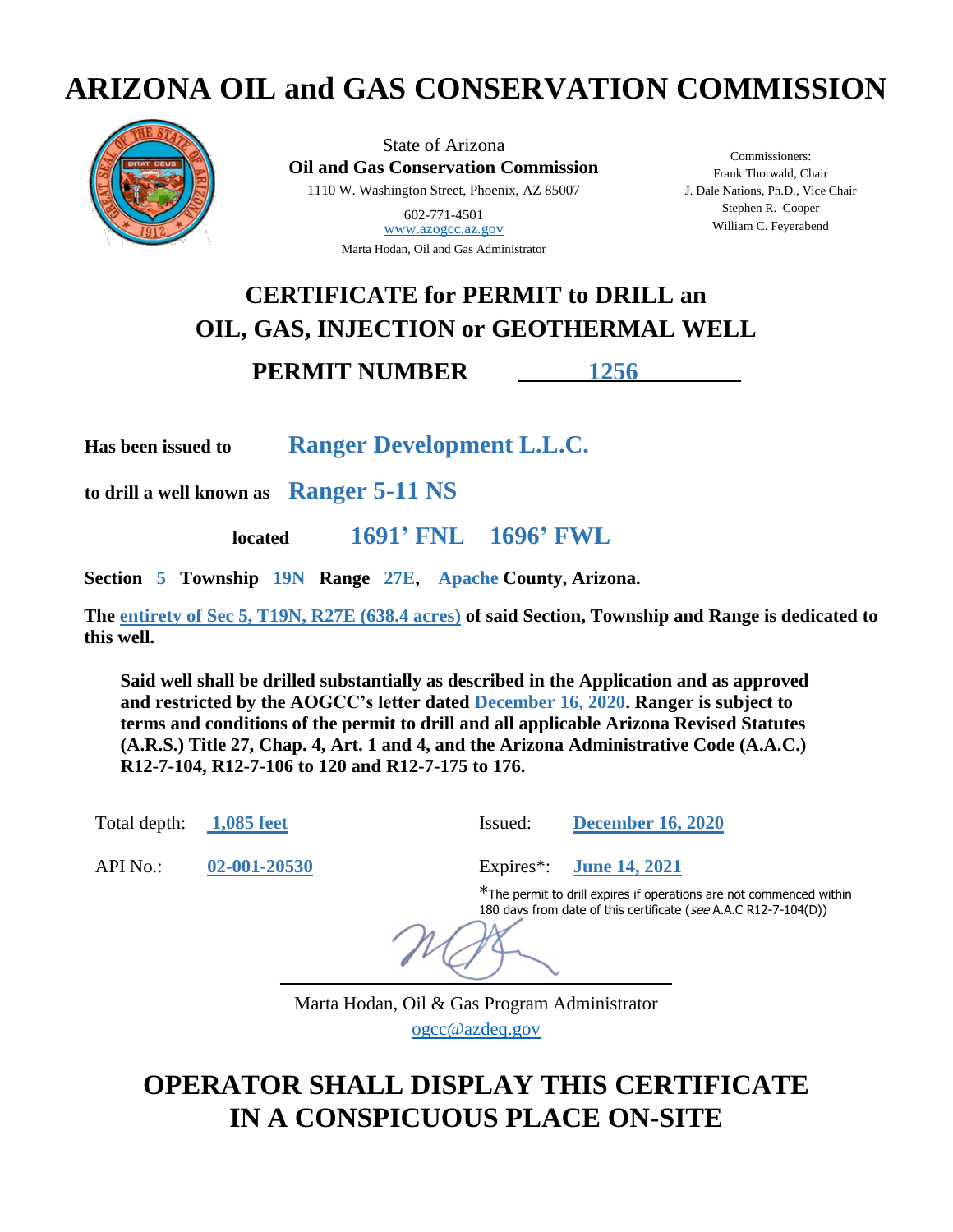# ARIZONA OIL and GAS CONSERVATION COMMISSION

State of Arizona
**Oil and Gas Conservation Commission**
1110 W. Washington Street, Phoenix, AZ 85007
602-771-4501
www.azogcc.az.gov
Marta Hodan, Oil and Gas Administrator

Commissioners:
Frank Thorwald, Chair
J. Dale Nations, Ph.D., Vice Chair
Stephen R. Cooper
William C. Feyerabend

## CERTIFICATE for PERMIT to DRILL an OIL, GAS, INJECTION or GEOTHERMAL WELL

**PERMIT NUMBER 1256**

**Has been issued to** **Ranger Development L.L.C.**

**to drill a well known as** **Ranger 5-11 NS**

**located** **1691' FNL 1696' FWL**

**Section 5 Township 19N Range 27E, Apache County, Arizona.**

**The entirety of Sec 5, T19N, R27E (638.4 acres) of said Section, Township and Range is dedicated to this well.**

**Said well shall be drilled substantially as described in the Application and as approved and restricted by the AOGCC's letter dated December 16, 2020. Ranger is subject to terms and conditions of the permit to drill and all applicable Arizona Revised Statutes (A.R.S.) Title 27, Chap. 4, Art. 1 and 4, and the Arizona Administrative Code (A.A.C.) R12-7-104, R12-7-106 to 120 and R12-7-175 to 176.**

Total depth: **1,085 feet**

API No.: **02-001-20530**

Issued: **December 16, 2020**

Expires*: **June 14, 2021**

*The permit to drill expires if operations are not commenced within 180 days from date of this certificate (*see* A.A.C R12-7-104(D))

Marta Hodan, Oil & Gas Program Administrator
ogcc@azdeq.gov

## OPERATOR SHALL DISPLAY THIS CERTIFICATE IN A CONSPICUOUS PLACE ON-SITE